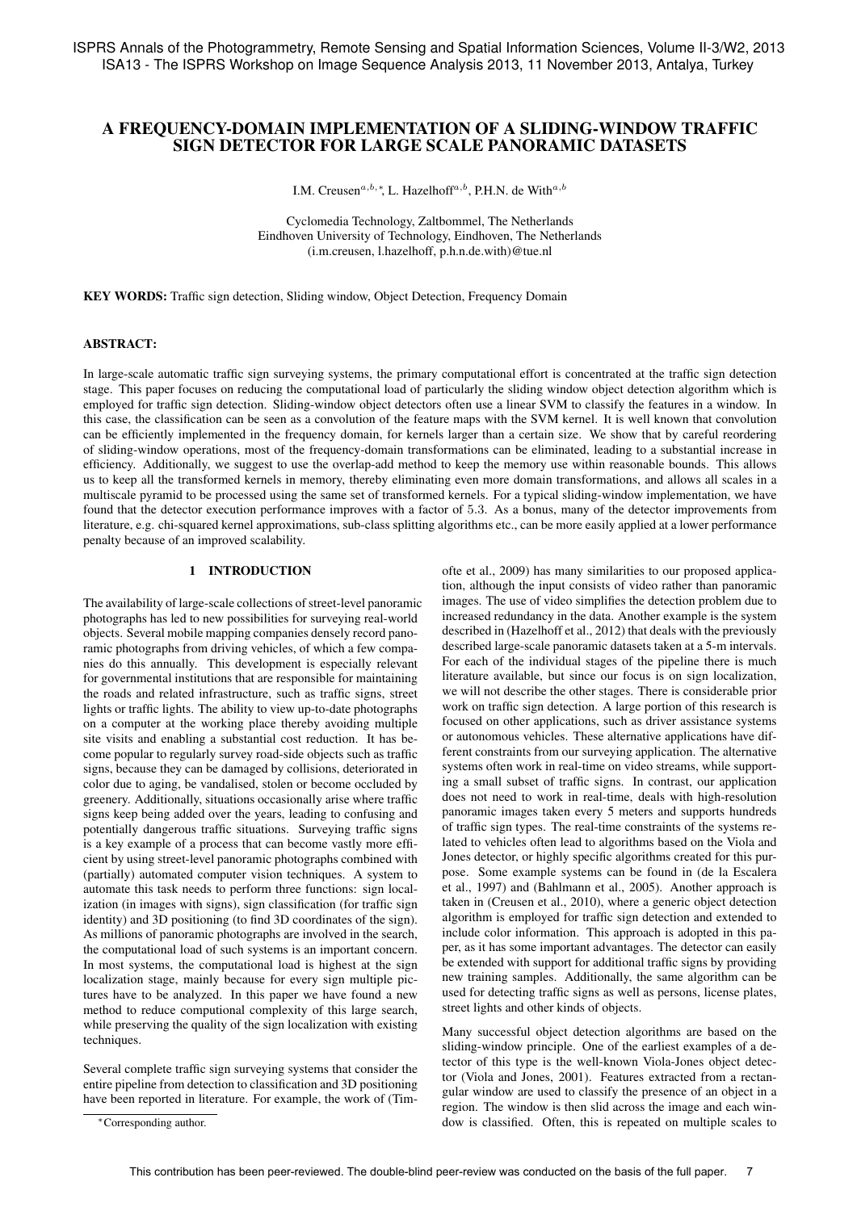# A FREQUENCY-DOMAIN IMPLEMENTATION OF A SLIDING-WINDOW TRAFFIC SIGN DETECTOR FOR LARGE SCALE PANORAMIC DATASETS

I.M. Creusen[a,b,*], L. Hazelhoff[a,b], P.H.N. de With[a,b]

Cyclomedia Technology, Zaltbommel, The Netherlands
Eindhoven University of Technology, Eindhoven, The Netherlands
(i.m.creusen, l.hazelhoff, p.h.n.de.with)@tue.nl

**KEY WORDS:** Traffic sign detection, Sliding window, Object Detection, Frequency Domain

## ABSTRACT:

In large-scale automatic traffic sign surveying systems, the primary computational effort is concentrated at the traffic sign detection stage. This paper focuses on reducing the computational load of particularly the sliding window object detection algorithm which is employed for traffic sign detection. Sliding-window object detectors often use a linear SVM to classify the features in a window. In this case, the classification can be seen as a convolution of the feature maps with the SVM kernel. It is well known that convolution can be efficiently implemented in the frequency domain, for kernels larger than a certain size. We show that by careful reordering of sliding-window operations, most of the frequency-domain transformations can be eliminated, leading to a substantial increase in efficiency. Additionally, we suggest to use the overlap-add method to keep the memory use within reasonable bounds. This allows us to keep all the transformed kernels in memory, thereby eliminating even more domain transformations, and allows all scales in a multiscale pyramid to be processed using the same set of transformed kernels. For a typical sliding-window implementation, we have found that the detector execution performance improves with a factor of $5.3$. As a bonus, many of the detector improvements from literature, e.g. chi-squared kernel approximations, sub-class splitting algorithms etc., can be more easily applied at a lower performance penalty because of an improved scalability.

## 1 INTRODUCTION

The availability of large-scale collections of street-level panoramic photographs has led to new possibilities for surveying real-world objects. Several mobile mapping companies densely record panoramic photographs from driving vehicles, of which a few companies do this annually. This development is especially relevant for governmental institutions that are responsible for maintaining the roads and related infrastructure, such as traffic signs, street lights or traffic lights. The ability to view up-to-date photographs on a computer at the working place thereby avoiding multiple site visits and enabling a substantial cost reduction. It has become popular to regularly survey road-side objects such as traffic signs, because they can be damaged by collisions, deteriorated in color due to aging, be vandalised, stolen or become occluded by greenery. Additionally, situations occasionally arise where traffic signs keep being added over the years, leading to confusing and potentially dangerous traffic situations. Surveying traffic signs is a key example of a process that can become vastly more efficient by using street-level panoramic photographs combined with (partially) automated computer vision techniques. A system to automate this task needs to perform three functions: sign localization (in images with signs), sign classification (for traffic sign identity) and 3D positioning (to find 3D coordinates of the sign). As millions of panoramic photographs are involved in the search, the computational load of such systems is an important concern. In most systems, the computational load is highest at the sign localization stage, mainly because for every sign multiple pictures have to be analyzed. In this paper we have found a new method to reduce computional complexity of this large search, while preserving the quality of the sign localization with existing techniques.

Several complete traffic sign surveying systems that consider the entire pipeline from detection to classification and 3D positioning have been reported in literature. For example, the work of (Timofte et al., 2009) has many similarities to our proposed application, although the input consists of video rather than panoramic images. The use of video simplifies the detection problem due to increased redundancy in the data. Another example is the system described in (Hazelhoff et al., 2012) that deals with the previously described large-scale panoramic datasets taken at a 5-m intervals. For each of the individual stages of the pipeline there is much literature available, but since our focus is on sign localization, we will not describe the other stages. There is considerable prior work on traffic sign detection. A large portion of this research is focused on other applications, such as driver assistance systems or autonomous vehicles. These alternative applications have different constraints from our surveying application. The alternative systems often work in real-time on video streams, while supporting a small subset of traffic signs. In contrast, our application does not need to work in real-time, deals with high-resolution panoramic images taken every 5 meters and supports hundreds of traffic sign types. The real-time constraints of the systems related to vehicles often lead to algorithms based on the Viola and Jones detector, or highly specific algorithms created for this purpose. Some example systems can be found in (de la Escalera et al., 1997) and (Bahlmann et al., 2005). Another approach is taken in (Creusen et al., 2010), where a generic object detection algorithm is employed for traffic sign detection and extended to include color information. This approach is adopted in this paper, as it has some important advantages. The detector can easily be extended with support for additional traffic signs by providing new training samples. Additionally, the same algorithm can be used for detecting traffic signs as well as persons, license plates, street lights and other kinds of objects.

Many successful object detection algorithms are based on the sliding-window principle. One of the earliest examples of a detector of this type is the well-known Viola-Jones object detector (Viola and Jones, 2001). Features extracted from a rectangular window are used to classify the presence of an object in a region. The window is then slid across the image and each window is classified. Often, this is repeated on multiple scales to

*Corresponding author.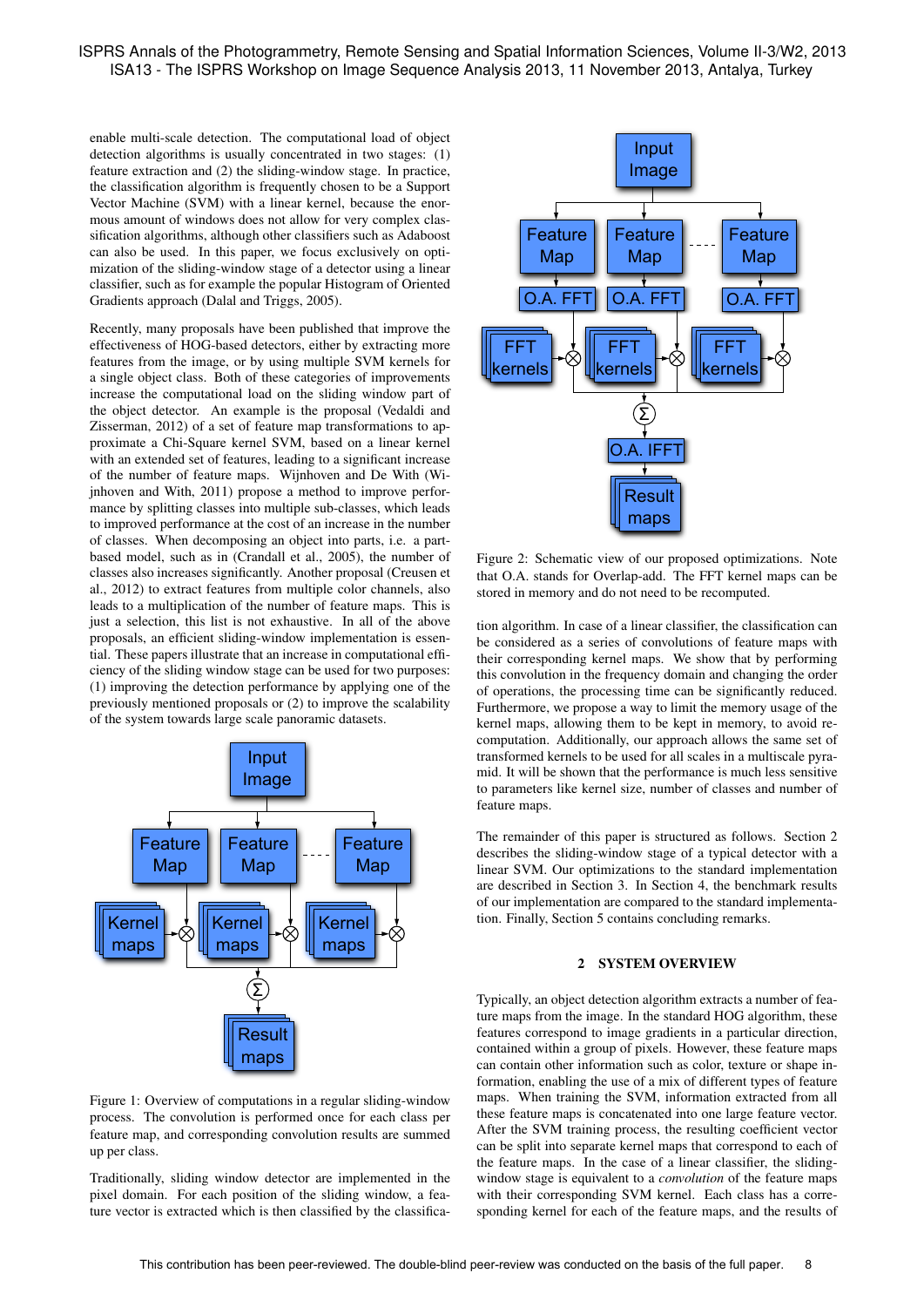enable multi-scale detection. The computational load of object detection algorithms is usually concentrated in two stages: (1) feature extraction and (2) the sliding-window stage. In practice, the classification algorithm is frequently chosen to be a Support Vector Machine (SVM) with a linear kernel, because the enormous amount of windows does not allow for very complex classification algorithms, although other classifiers such as Adaboost can also be used. In this paper, we focus exclusively on optimization of the sliding-window stage of a detector using a linear classifier, such as for example the popular Histogram of Oriented Gradients approach (Dalal and Triggs, 2005).

Recently, many proposals have been published that improve the effectiveness of HOG-based detectors, either by extracting more features from the image, or by using multiple SVM kernels for a single object class. Both of these categories of improvements increase the computational load on the sliding window part of the object detector. An example is the proposal (Vedaldi and Zisserman, 2012) of a set of feature map transformations to approximate a Chi-Square kernel SVM, based on a linear kernel with an extended set of features, leading to a significant increase of the number of feature maps. Wijnhoven and De With (Wijnhoven and With, 2011) propose a method to improve performance by splitting classes into multiple sub-classes, which leads to improved performance at the cost of an increase in the number of classes. When decomposing an object into parts, i.e. a part-based model, such as in (Crandall et al., 2005), the number of classes also increases significantly. Another proposal (Creusen et al., 2012) to extract features from multiple color channels, also leads to a multiplication of the number of feature maps. This is just a selection, this list is not exhaustive. In all of the above proposals, an efficient sliding-window implementation is essential. These papers illustrate that an increase in computational efficiency of the sliding window stage can be used for two purposes: (1) improving the detection performance by applying one of the previously mentioned proposals or (2) to improve the scalability of the system towards large scale panoramic datasets.

Figure 1: Overview of computations in a regular sliding-window process. The convolution is performed once for each class per feature map, and corresponding convolution results are summed up per class.

Traditionally, sliding window detector are implemented in the pixel domain. For each position of the sliding window, a feature vector is extracted which is then classified by the classification algorithm. In case of a linear classifier, the classification can be considered as a series of convolutions of feature maps with their corresponding kernel maps. We show that by performing this convolution in the frequency domain and changing the order of operations, the processing time can be significantly reduced. Furthermore, we propose a way to limit the memory usage of the kernel maps, allowing them to be kept in memory, to avoid recomputation. Additionally, our approach allows the same set of transformed kernels to be used for all scales in a multiscale pyramid. It will be shown that the performance is much less sensitive to parameters like kernel size, number of classes and number of feature maps.

Figure 2: Schematic view of our proposed optimizations. Note that O.A. stands for Overlap-add. The FFT kernel maps can be stored in memory and do not need to be recomputed.

The remainder of this paper is structured as follows. Section 2 describes the sliding-window stage of a typical detector with a linear SVM. Our optimizations to the standard implementation are described in Section 3. In Section 4, the benchmark results of our implementation are compared to the standard implementation. Finally, Section 5 contains concluding remarks.

## 2 SYSTEM OVERVIEW

Typically, an object detection algorithm extracts a number of feature maps from the image. In the standard HOG algorithm, these features correspond to image gradients in a particular direction, contained within a group of pixels. However, these feature maps can contain other information such as color, texture or shape information, enabling the use of a mix of different types of feature maps. When training the SVM, information extracted from all these feature maps is concatenated into one large feature vector. After the SVM training process, the resulting coefficient vector can be split into separate kernel maps that correspond to each of the feature maps. In the case of a linear classifier, the sliding-window stage is equivalent to a *convolution* of the feature maps with their corresponding SVM kernel. Each class has a corresponding kernel for each of the feature maps, and the results of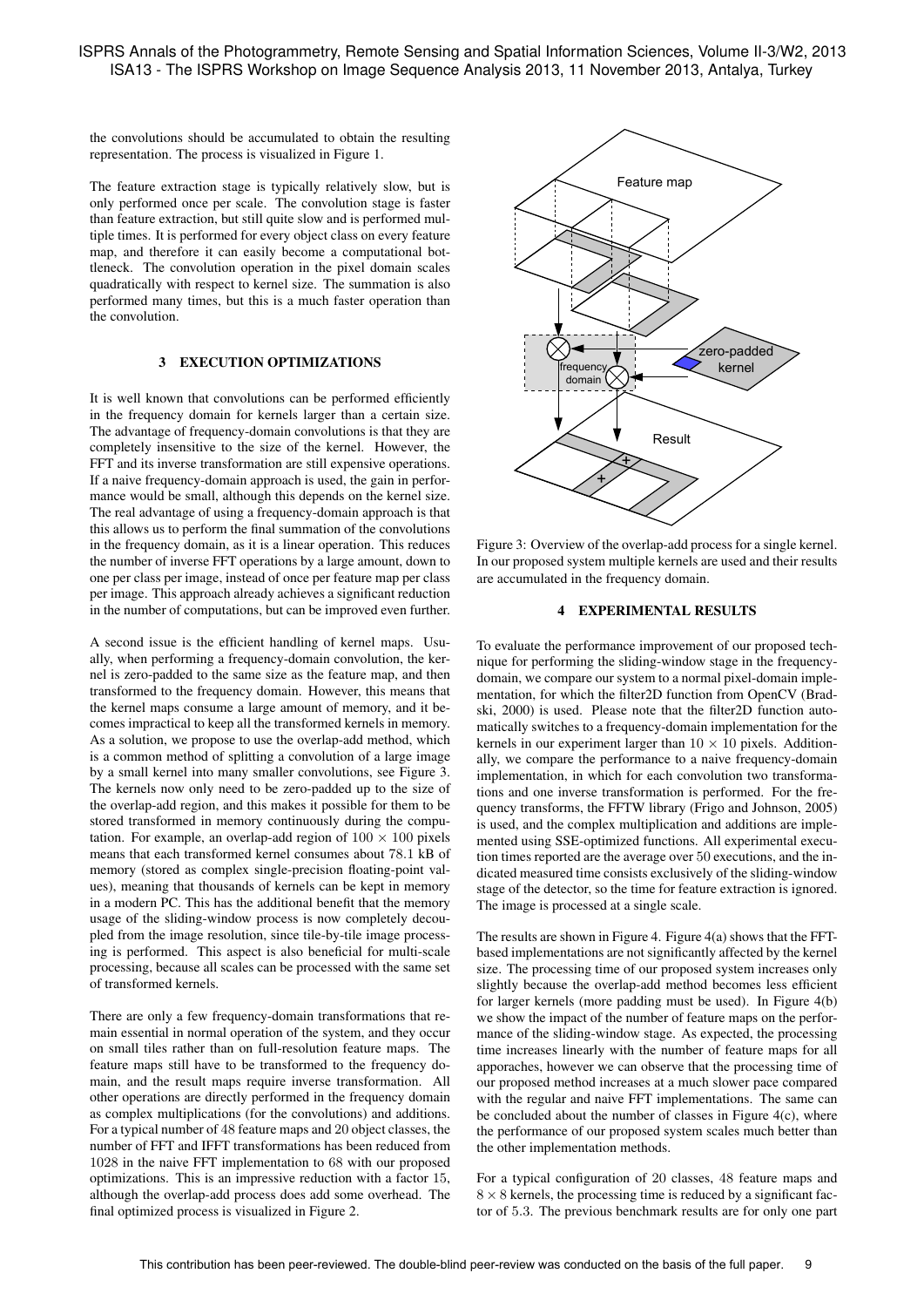the convolutions should be accumulated to obtain the resulting representation. The process is visualized in Figure 1.

The feature extraction stage is typically relatively slow, but is only performed once per scale. The convolution stage is faster than feature extraction, but still quite slow and is performed multiple times. It is performed for every object class on every feature map, and therefore it can easily become a computational bottleneck. The convolution operation in the pixel domain scales quadratically with respect to kernel size. The summation is also performed many times, but this is a much faster operation than the convolution.

## 3 EXECUTION OPTIMIZATIONS

It is well known that convolutions can be performed efficiently in the frequency domain for kernels larger than a certain size. The advantage of frequency-domain convolutions is that they are completely insensitive to the size of the kernel. However, the FFT and its inverse transformation are still expensive operations. If a naive frequency-domain approach is used, the gain in performance would be small, although this depends on the kernel size. The real advantage of using a frequency-domain approach is that this allows us to perform the final summation of the convolutions in the frequency domain, as it is a linear operation. This reduces the number of inverse FFT operations by a large amount, down to one per class per image, instead of once per feature map per class per image. This approach already achieves a significant reduction in the number of computations, but can be improved even further.

A second issue is the efficient handling of kernel maps. Usually, when performing a frequency-domain convolution, the kernel is zero-padded to the same size as the feature map, and then transformed to the frequency domain. However, this means that the kernel maps consume a large amount of memory, and it becomes impractical to keep all the transformed kernels in memory. As a solution, we propose to use the overlap-add method, which is a common method of splitting a convolution of a large image by a small kernel into many smaller convolutions, see Figure 3. The kernels now only need to be zero-padded up to the size of the overlap-add region, and this makes it possible for them to be stored transformed in memory continuously during the computation. For example, an overlap-add region of $100 \times 100$ pixels means that each transformed kernel consumes about 78.1 kB of memory (stored as complex single-precision floating-point values), meaning that thousands of kernels can be kept in memory in a modern PC. This has the additional benefit that the memory usage of the sliding-window process is now completely decoupled from the image resolution, since tile-by-tile image processing is performed. This aspect is also beneficial for multi-scale processing, because all scales can be processed with the same set of transformed kernels.

There are only a few frequency-domain transformations that remain essential in normal operation of the system, and they occur on small tiles rather than on full-resolution feature maps. The feature maps still have to be transformed to the frequency domain, and the result maps require inverse transformation. All other operations are directly performed in the frequency domain as complex multiplications (for the convolutions) and additions. For a typical number of 48 feature maps and 20 object classes, the number of FFT and IFFT transformations has been reduced from 1028 in the naive FFT implementation to 68 with our proposed optimizations. This is an impressive reduction with a factor 15, although the overlap-add process does add some overhead. The final optimized process is visualized in Figure 2.

Figure 3: Overview of the overlap-add process for a single kernel. In our proposed system multiple kernels are used and their results are accumulated in the frequency domain.

## 4 EXPERIMENTAL RESULTS

To evaluate the performance improvement of our proposed technique for performing the sliding-window stage in the frequency-domain, we compare our system to a normal pixel-domain implementation, for which the filter2D function from OpenCV (Bradski, 2000) is used. Please note that the filter2D function automatically switches to a frequency-domain implementation for the kernels in our experiment larger than $10 \times 10$ pixels. Additionally, we compare the performance to a naive frequency-domain implementation, in which for each convolution two transformations and one inverse transformation is performed. For the frequency transforms, the FFTW library (Frigo and Johnson, 2005) is used, and the complex multiplication and additions are implemented using SSE-optimized functions. All experimental execution times reported are the average over 50 executions, and the indicated measured time consists exclusively of the sliding-window stage of the detector, so the time for feature extraction is ignored. The image is processed at a single scale.

The results are shown in Figure 4. Figure 4(a) shows that the FFT-based implementations are not significantly affected by the kernel size. The processing time of our proposed system increases only slightly because the overlap-add method becomes less efficient for larger kernels (more padding must be used). In Figure 4(b) we show the impact of the number of feature maps on the performance of the sliding-window stage. As expected, the processing time increases linearly with the number of feature maps for all apporaches, however we can observe that the processing time of our proposed method increases at a much slower pace compared with the regular and naive FFT implementations. The same can be concluded about the number of classes in Figure 4(c), where the performance of our proposed system scales much better than the other implementation methods.

For a typical configuration of 20 classes, 48 feature maps and $8 \times 8$ kernels, the processing time is reduced by a significant factor of 5.3. The previous benchmark results are for only one part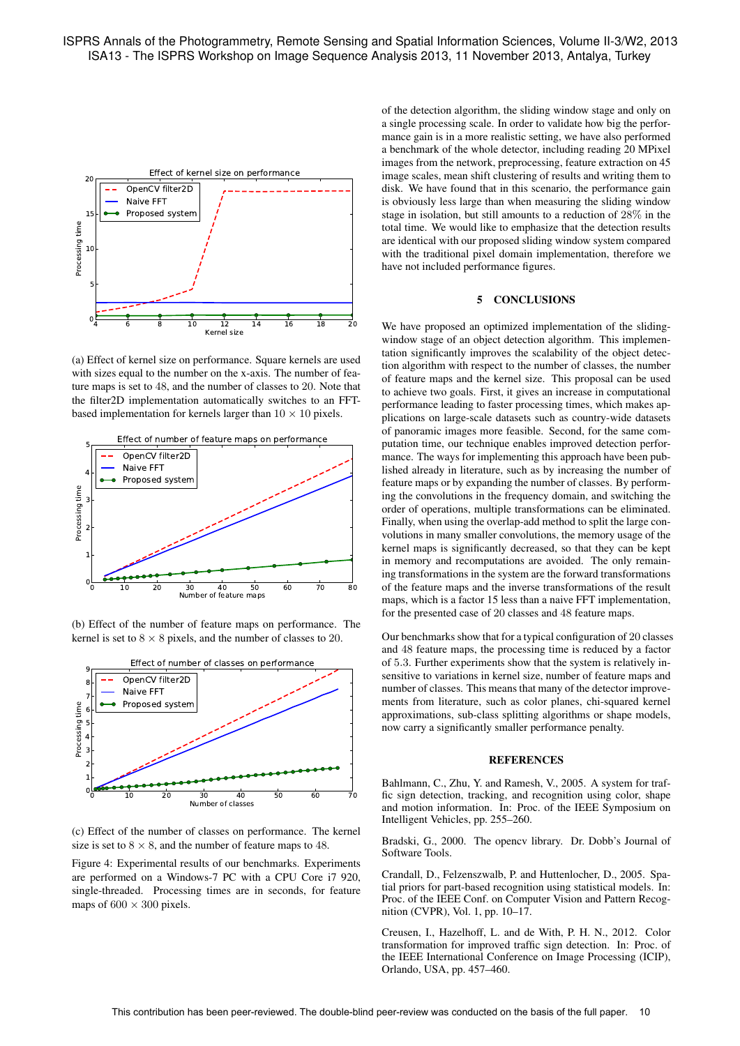(a) Effect of kernel size on performance. Square kernels are used with sizes equal to the number on the x-axis. The number of feature maps is set to 48, and the number of classes to 20. Note that the filter2D implementation automatically switches to an FFT-based implementation for kernels larger than $10 \times 10$ pixels.

(b) Effect of the number of feature maps on performance. The kernel is set to $8 \times 8$ pixels, and the number of classes to 20.

(c) Effect of the number of classes on performance. The kernel size is set to $8 \times 8$, and the number of feature maps to 48.

Figure 4: Experimental results of our benchmarks. Experiments are performed on a Windows-7 PC with a CPU Core i7 920, single-threaded. Processing times are in seconds, for feature maps of $600 \times 300$ pixels.

of the detection algorithm, the sliding window stage and only on a single processing scale. In order to validate how big the performance gain is in a more realistic setting, we have also performed a benchmark of the whole detector, including reading 20 MPixel images from the network, preprocessing, feature extraction on 45 image scales, mean shift clustering of results and writing them to disk. We have found that in this scenario, the performance gain is obviously less large than when measuring the sliding window stage in isolation, but still amounts to a reduction of 28% in the total time. We would like to emphasize that the detection results are identical with our proposed sliding window system compared with the traditional pixel domain implementation, therefore we have not included performance figures.

## 5 CONCLUSIONS

We have proposed an optimized implementation of the sliding-window stage of an object detection algorithm. This implementation significantly improves the scalability of the object detection algorithm with respect to the number of classes, the number of feature maps and the kernel size. This proposal can be used to achieve two goals. First, it gives an increase in computational performance leading to faster processing times, which makes applications on large-scale datasets such as country-wide datasets of panoramic images more feasible. Second, for the same computation time, our technique enables improved detection performance. The ways for implementing this approach have been published already in literature, such as by increasing the number of feature maps or by expanding the number of classes. By performing the convolutions in the frequency domain, and switching the order of operations, multiple transformations can be eliminated. Finally, when using the overlap-add method to split the large convolutions in many smaller convolutions, the memory usage of the kernel maps is significantly decreased, so that they can be kept in memory and recomputations are avoided. The only remaining transformations in the system are the forward transformations of the feature maps and the inverse transformations of the result maps, which is a factor 15 less than a naive FFT implementation, for the presented case of 20 classes and 48 feature maps.

Our benchmarks show that for a typical configuration of 20 classes and 48 feature maps, the processing time is reduced by a factor of 5.3. Further experiments show that the system is relatively insensitive to variations in kernel size, number of feature maps and number of classes. This means that many of the detector improvements from literature, such as color planes, chi-squared kernel approximations, sub-class splitting algorithms or shape models, now carry a significantly smaller performance penalty.

## REFERENCES

Bahlmann, C., Zhu, Y. and Ramesh, V., 2005. A system for traffic sign detection, tracking, and recognition using color, shape and motion information. In: Proc. of the IEEE Symposium on Intelligent Vehicles, pp. 255–260.

Bradski, G., 2000. The opencv library. Dr. Dobb's Journal of Software Tools.

Crandall, D., Felzenszwalb, P. and Huttenlocher, D., 2005. Spatial priors for part-based recognition using statistical models. In: Proc. of the IEEE Conf. on Computer Vision and Pattern Recognition (CVPR), Vol. 1, pp. 10–17.

Creusen, I., Hazelhoff, L. and de With, P. H. N., 2012. Color transformation for improved traffic sign detection. In: Proc. of the IEEE International Conference on Image Processing (ICIP), Orlando, USA, pp. 457–460.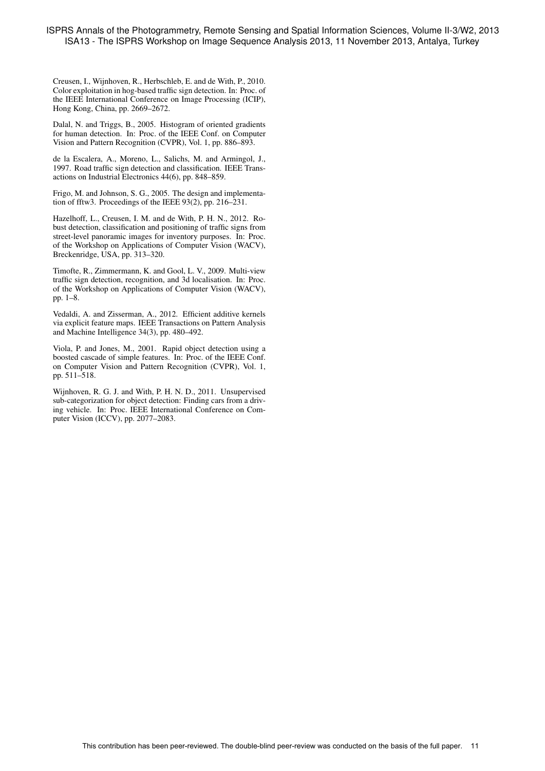Creusen, I., Wijnhoven, R., Herbschleb, E. and de With, P., 2010. Color exploitation in hog-based traffic sign detection. In: Proc. of the IEEE International Conference on Image Processing (ICIP), Hong Kong, China, pp. 2669–2672.

Dalal, N. and Triggs, B., 2005. Histogram of oriented gradients for human detection. In: Proc. of the IEEE Conf. on Computer Vision and Pattern Recognition (CVPR), Vol. 1, pp. 886–893.

de la Escalera, A., Moreno, L., Salichs, M. and Armingol, J., 1997. Road traffic sign detection and classification. IEEE Transactions on Industrial Electronics 44(6), pp. 848–859.

Frigo, M. and Johnson, S. G., 2005. The design and implementation of fftw3. Proceedings of the IEEE 93(2), pp. 216–231.

Hazelhoff, L., Creusen, I. M. and de With, P. H. N., 2012. Robust detection, classification and positioning of traffic signs from street-level panoramic images for inventory purposes. In: Proc. of the Workshop on Applications of Computer Vision (WACV), Breckenridge, USA, pp. 313–320.

Timofte, R., Zimmermann, K. and Gool, L. V., 2009. Multi-view traffic sign detection, recognition, and 3d localisation. In: Proc. of the Workshop on Applications of Computer Vision (WACV), pp. 1–8.

Vedaldi, A. and Zisserman, A., 2012. Efficient additive kernels via explicit feature maps. IEEE Transactions on Pattern Analysis and Machine Intelligence 34(3), pp. 480–492.

Viola, P. and Jones, M., 2001. Rapid object detection using a boosted cascade of simple features. In: Proc. of the IEEE Conf. on Computer Vision and Pattern Recognition (CVPR), Vol. 1, pp. 511–518.

Wijnhoven, R. G. J. and With, P. H. N. D., 2011. Unsupervised sub-categorization for object detection: Finding cars from a driving vehicle. In: Proc. IEEE International Conference on Computer Vision (ICCV), pp. 2077–2083.